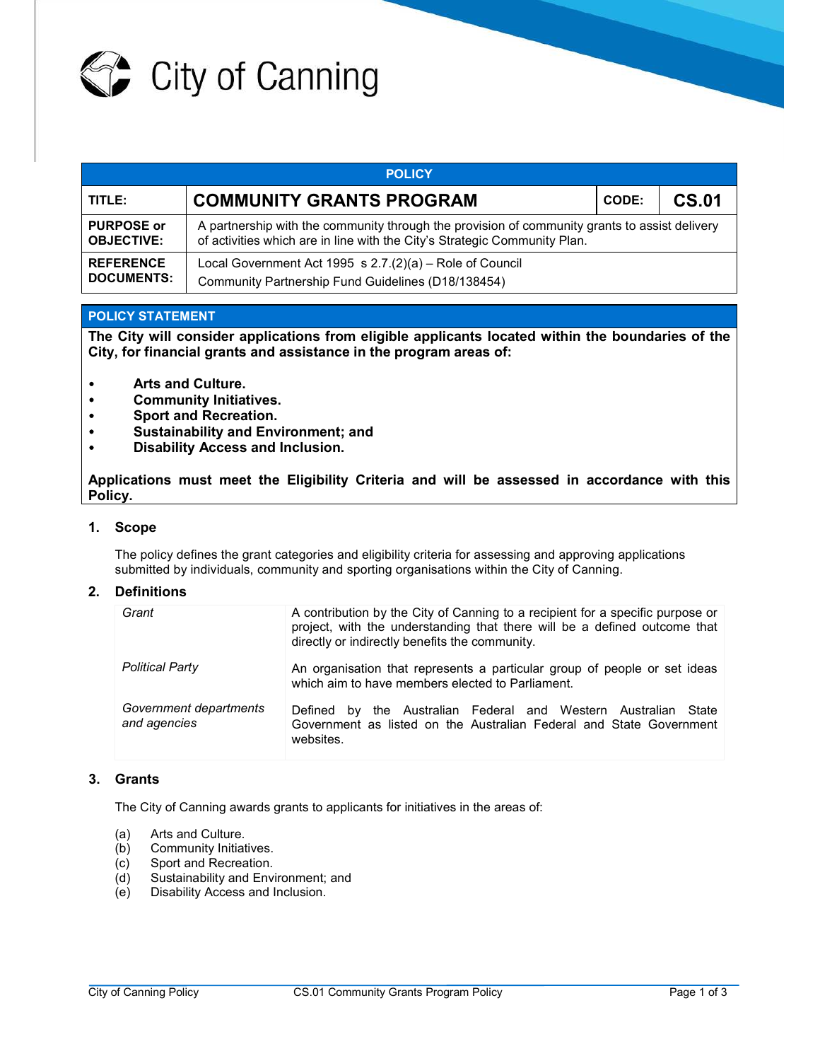City of Canning

| POLICY | | | |
|---|---|---|---|
| **TITLE:** | **COMMUNITY GRANTS PROGRAM** | **CODE:** | **CS.01** |
| **PURPOSE or OBJECTIVE:** | A partnership with the community through the provision of community grants to assist delivery of activities which are in line with the City's Strategic Community Plan. | | |
| **REFERENCE DOCUMENTS:** | Local Government Act 1995 s 2.7.(2)(a) – Role of Council<br>Community Partnership Fund Guidelines (D18/138454) | | |

## POLICY STATEMENT

**The City will consider applications from eligible applicants located within the boundaries of the City, for financial grants and assistance in the program areas of:**

- **Arts and Culture.**
- **Community Initiatives.**
- **Sport and Recreation.**
- **Sustainability and Environment; and**
- **Disability Access and Inclusion.**

**Applications must meet the Eligibility Criteria and will be assessed in accordance with this Policy.**

## 1. Scope

The policy defines the grant categories and eligibility criteria for assessing and approving applications submitted by individuals, community and sporting organisations within the City of Canning.

## 2. Definitions

| | |
|---|---|
| *Grant* | A contribution by the City of Canning to a recipient for a specific purpose or project, with the understanding that there will be a defined outcome that directly or indirectly benefits the community. |
| *Political Party* | An organisation that represents a particular group of people or set ideas which aim to have members elected to Parliament. |
| *Government departments and agencies* | Defined by the Australian Federal and Western Australian State Government as listed on the Australian Federal and State Government websites. |

## 3. Grants

The City of Canning awards grants to applicants for initiatives in the areas of:

(a) Arts and Culture.
(b) Community Initiatives.
(c) Sport and Recreation.
(d) Sustainability and Environment; and
(e) Disability Access and Inclusion.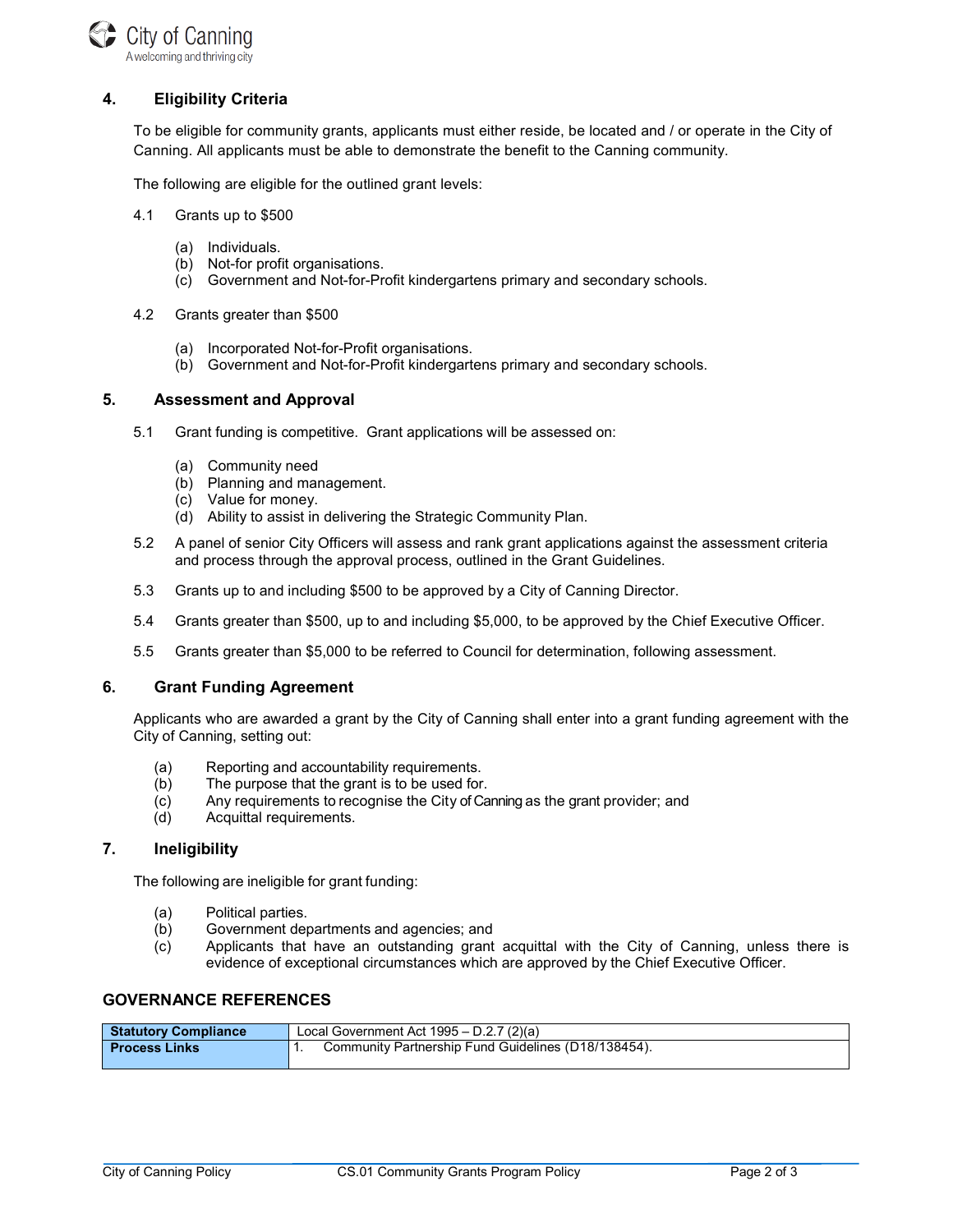## 4. Eligibility Criteria

To be eligible for community grants, applicants must either reside, be located and / or operate in the City of Canning. All applicants must be able to demonstrate the benefit to the Canning community.

The following are eligible for the outlined grant levels:

4.1 Grants up to $500

- (a) Individuals.
- (b) Not-for profit organisations.
- (c) Government and Not-for-Profit kindergartens primary and secondary schools.

4.2 Grants greater than $500

- (a) Incorporated Not-for-Profit organisations.
- (b) Government and Not-for-Profit kindergartens primary and secondary schools.

## 5. Assessment and Approval

5.1 Grant funding is competitive. Grant applications will be assessed on:

- (a) Community need
- (b) Planning and management.
- (c) Value for money.
- (d) Ability to assist in delivering the Strategic Community Plan.

5.2 A panel of senior City Officers will assess and rank grant applications against the assessment criteria and process through the approval process, outlined in the Grant Guidelines.

5.3 Grants up to and including $500 to be approved by a City of Canning Director.

5.4 Grants greater than $500, up to and including $5,000, to be approved by the Chief Executive Officer.

5.5 Grants greater than $5,000 to be referred to Council for determination, following assessment.

## 6. Grant Funding Agreement

Applicants who are awarded a grant by the City of Canning shall enter into a grant funding agreement with the City of Canning, setting out:

- (a) Reporting and accountability requirements.
- (b) The purpose that the grant is to be used for.
- (c) Any requirements to recognise the City of Canning as the grant provider; and
- (d) Acquittal requirements.

## 7. Ineligibility

The following are ineligible for grant funding:

- (a) Political parties.
- (b) Government departments and agencies; and
- (c) Applicants that have an outstanding grant acquittal with the City of Canning, unless there is evidence of exceptional circumstances which are approved by the Chief Executive Officer.

## GOVERNANCE REFERENCES

| | |
|---|---|
| **Statutory Compliance** | Local Government Act 1995 – D.2.7 (2)(a) |
| **Process Links** | 1. Community Partnership Fund Guidelines (D18/138454). |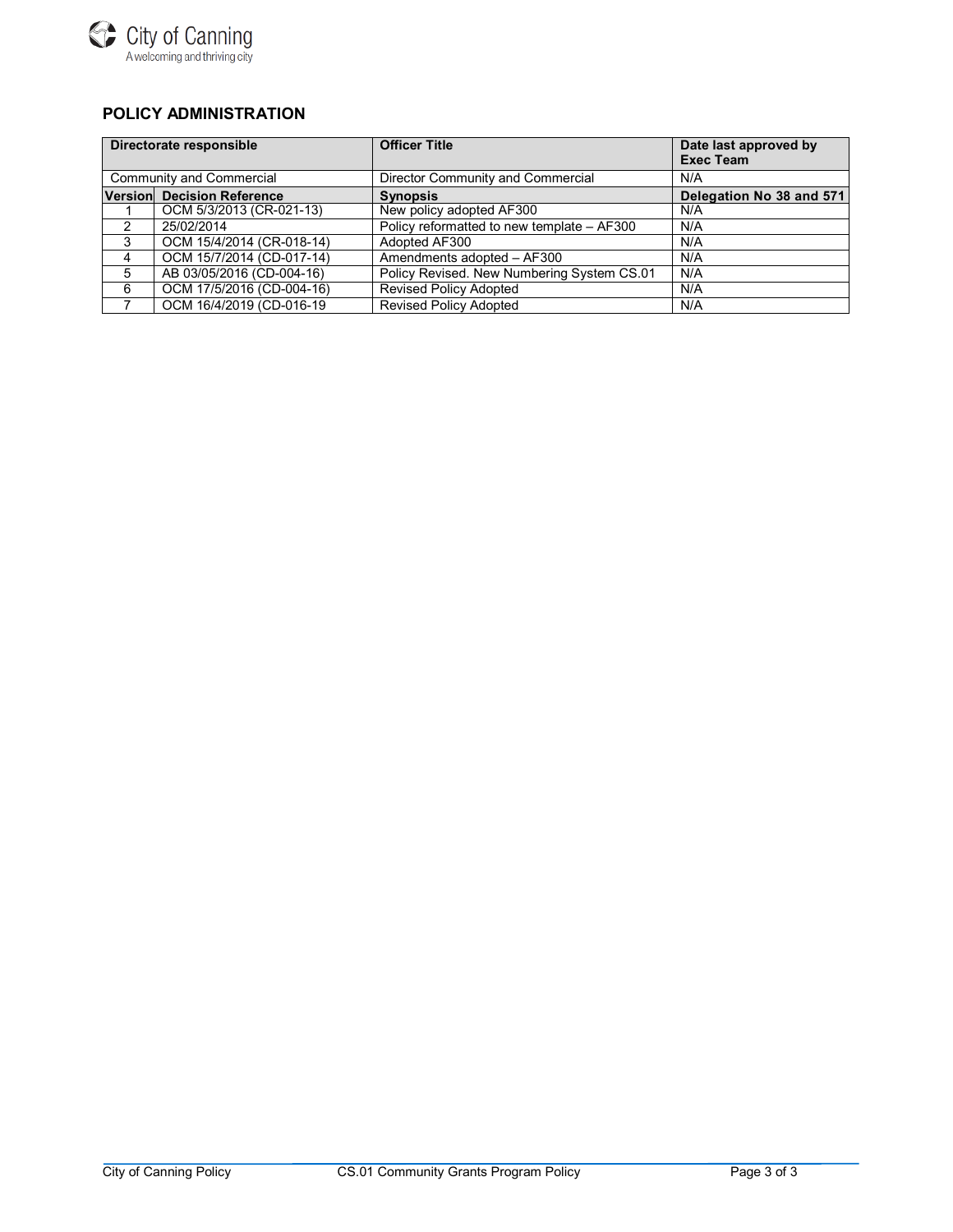## POLICY ADMINISTRATION

| Directorate responsible | | Officer Title | Date last approved by Exec Team |
|---|---|---|---|
| Community and Commercial | | Director Community and Commercial | N/A |
| **Version** | **Decision Reference** | **Synopsis** | **Delegation No 38 and 571** |
| 1 | OCM 5/3/2013 (CR-021-13) | New policy adopted AF300 | N/A |
| 2 | 25/02/2014 | Policy reformatted to new template – AF300 | N/A |
| 3 | OCM 15/4/2014 (CR-018-14) | Adopted AF300 | N/A |
| 4 | OCM 15/7/2014 (CD-017-14) | Amendments adopted – AF300 | N/A |
| 5 | AB 03/05/2016 (CD-004-16) | Policy Revised. New Numbering System CS.01 | N/A |
| 6 | OCM 17/5/2016 (CD-004-16) | Revised Policy Adopted | N/A |
| 7 | OCM 16/4/2019 (CD-016-19 | Revised Policy Adopted | N/A |